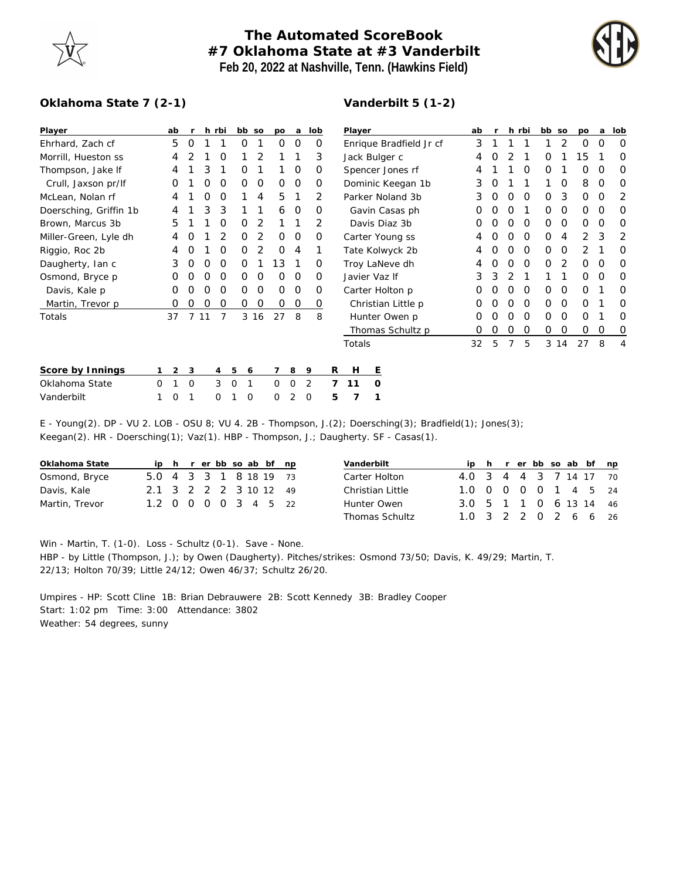# The Automated ScoreBook
## #7 Oklahoma State at #3 Vanderbilt
### Feb 20, 2022 at Nashville, Tenn. (Hawkins Field)

**Oklahoma State 7 (2-1)**

| Player | ab | r | h | rbi | bb | so | po | a | lob |
|---|---|---|---|---|---|---|---|---|---|
| Ehrhard, Zach cf | 5 | 0 | 1 | 1 | 0 | 1 | 0 | 0 | 0 |
| Morrill, Hueston ss | 4 | 2 | 1 | 0 | 1 | 2 | 1 | 1 | 3 |
| Thompson, Jake lf | 4 | 1 | 3 | 1 | 0 | 1 | 1 | 0 | 0 |
| Crull, Jaxson pr/lf | 0 | 1 | 0 | 0 | 0 | 0 | 0 | 0 | 0 |
| McLean, Nolan rf | 4 | 1 | 0 | 0 | 1 | 4 | 5 | 1 | 2 |
| Doersching, Griffin 1b | 4 | 1 | 3 | 3 | 1 | 1 | 6 | 0 | 0 |
| Brown, Marcus 3b | 5 | 1 | 1 | 0 | 0 | 2 | 1 | 1 | 2 |
| Miller-Green, Lyle dh | 4 | 0 | 1 | 2 | 0 | 2 | 0 | 0 | 0 |
| Riggio, Roc 2b | 4 | 0 | 1 | 0 | 0 | 2 | 0 | 4 | 1 |
| Daugherty, Ian c | 3 | 0 | 0 | 0 | 0 | 1 | 13 | 1 | 0 |
| Osmond, Bryce p | 0 | 0 | 0 | 0 | 0 | 0 | 0 | 0 | 0 |
| Davis, Kale p | 0 | 0 | 0 | 0 | 0 | 0 | 0 | 0 | 0 |
| Martin, Trevor p | 0 | 0 | 0 | 0 | 0 | 0 | 0 | 0 | 0 |
| Totals | 37 | 7 | 11 | 7 | 3 | 16 | 27 | 8 | 8 |

**Vanderbilt 5 (1-2)**

| Player | ab | r | h | rbi | bb | so | po | a | lob |
|---|---|---|---|---|---|---|---|---|---|
| Enrique Bradfield Jr cf | 3 | 1 | 1 | 1 | 1 | 2 | 0 | 0 | 0 |
| Jack Bulger c | 4 | 0 | 2 | 1 | 0 | 1 | 15 | 1 | 0 |
| Spencer Jones rf | 4 | 1 | 1 | 0 | 0 | 1 | 0 | 0 | 0 |
| Dominic Keegan 1b | 3 | 0 | 1 | 1 | 1 | 0 | 8 | 0 | 0 |
| Parker Noland 3b | 3 | 0 | 0 | 0 | 0 | 3 | 0 | 0 | 2 |
| Gavin Casas ph | 0 | 0 | 0 | 1 | 0 | 0 | 0 | 0 | 0 |
| Davis Diaz 3b | 0 | 0 | 0 | 0 | 0 | 0 | 0 | 0 | 0 |
| Carter Young ss | 4 | 0 | 0 | 0 | 0 | 4 | 2 | 3 | 2 |
| Tate Kolwyck 2b | 4 | 0 | 0 | 0 | 0 | 0 | 2 | 1 | 0 |
| Troy LaNeve dh | 4 | 0 | 0 | 0 | 0 | 2 | 0 | 0 | 0 |
| Javier Vaz lf | 3 | 3 | 2 | 1 | 1 | 1 | 0 | 0 | 0 |
| Carter Holton p | 0 | 0 | 0 | 0 | 0 | 0 | 0 | 1 | 0 |
| Christian Little p | 0 | 0 | 0 | 0 | 0 | 0 | 0 | 1 | 0 |
| Hunter Owen p | 0 | 0 | 0 | 0 | 0 | 0 | 0 | 1 | 0 |
| Thomas Schultz p | 0 | 0 | 0 | 0 | 0 | 0 | 0 | 0 | 0 |
| Totals | 32 | 5 | 7 | 5 | 3 | 14 | 27 | 8 | 4 |

| Score by Innings | 1 | 2 | 3 | 4 | 5 | 6 | 7 | 8 | 9 | R | H | E |
|---|---|---|---|---|---|---|---|---|---|---|---|---|
| Oklahoma State | 0 | 1 | 0 | 3 | 0 | 1 | 0 | 0 | 2 | 7 | 11 | 0 |
| Vanderbilt | 1 | 0 | 1 | 0 | 1 | 0 | 0 | 2 | 0 | 5 | 7 | 1 |

E - Young(2). DP - VU 2. LOB - OSU 8; VU 4. 2B - Thompson, J.(2); Doersching(3); Bradfield(1); Jones(3); Keegan(2). HR - Doersching(1); Vaz(1). HBP - Thompson, J.; Daugherty. SF - Casas(1).

| Oklahoma State | ip | h | r | er | bb | so | ab | bf | np |
|---|---|---|---|---|---|---|---|---|---|
| Osmond, Bryce | 5.0 | 4 | 3 | 3 | 1 | 8 | 18 | 19 | 73 |
| Davis, Kale | 2.1 | 3 | 2 | 2 | 2 | 3 | 10 | 12 | 49 |
| Martin, Trevor | 1.2 | 0 | 0 | 0 | 0 | 3 | 4 | 5 | 22 |

| Vanderbilt | ip | h | r | er | bb | so | ab | bf | np |
|---|---|---|---|---|---|---|---|---|---|
| Carter Holton | 4.0 | 3 | 4 | 4 | 3 | 7 | 14 | 17 | 70 |
| Christian Little | 1.0 | 0 | 0 | 0 | 0 | 1 | 4 | 5 | 24 |
| Hunter Owen | 3.0 | 5 | 1 | 1 | 0 | 6 | 13 | 14 | 46 |
| Thomas Schultz | 1.0 | 3 | 2 | 2 | 0 | 2 | 6 | 6 | 26 |

Win - Martin, T. (1-0). Loss - Schultz (0-1). Save - None.
HBP - by Little (Thompson, J.); by Owen (Daugherty). Pitches/strikes: Osmond 73/50; Davis, K. 49/29; Martin, T. 22/13; Holton 70/39; Little 24/12; Owen 46/37; Schultz 26/20.

Umpires - HP: Scott Cline 1B: Brian Debrauwere 2B: Scott Kennedy 3B: Bradley Cooper
Start: 1:02 pm Time: 3:00 Attendance: 3802
Weather: 54 degrees, sunny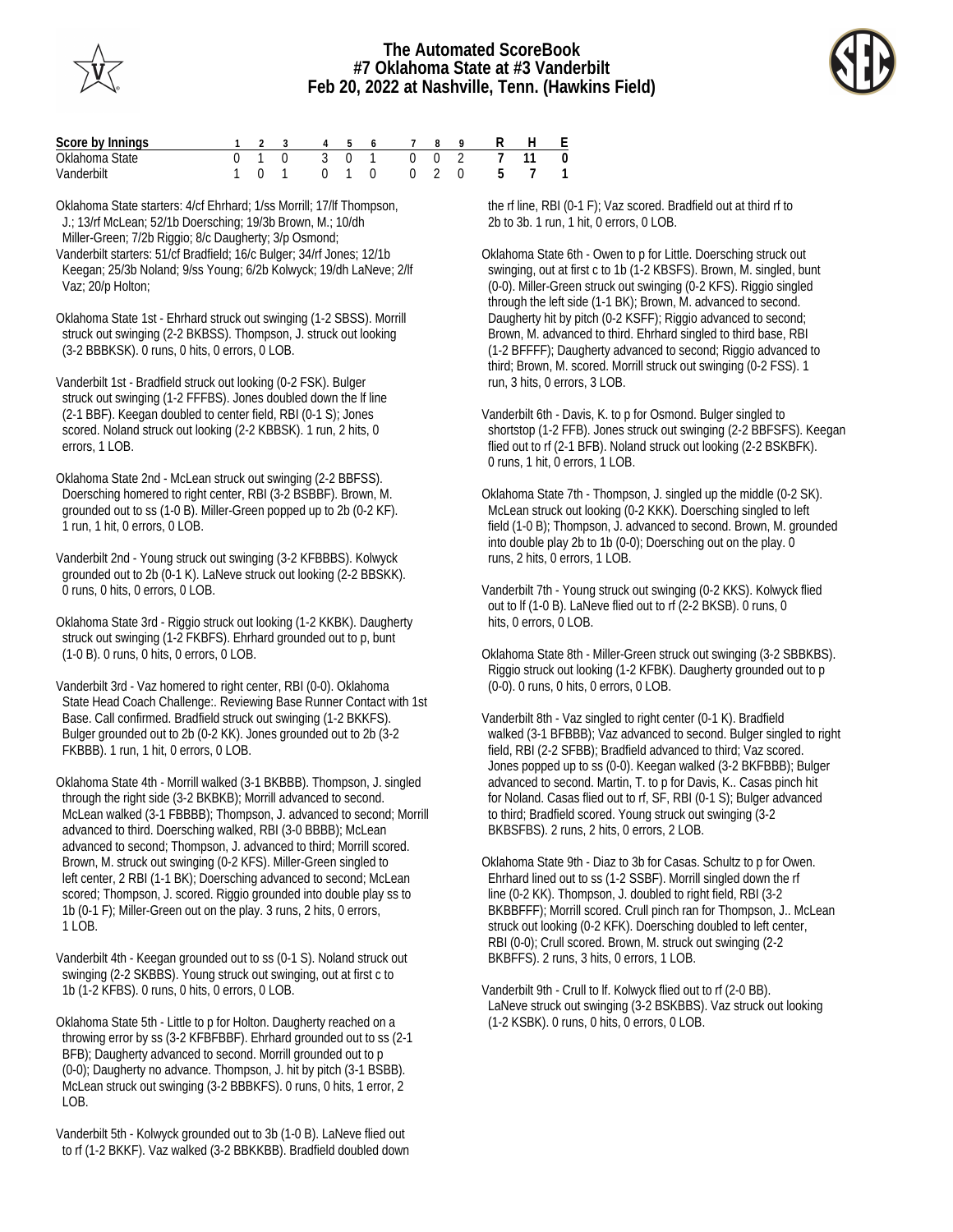# The Automated ScoreBook
## #7 Oklahoma State at #3 Vanderbilt
## Feb 20, 2022 at Nashville, Tenn. (Hawkins Field)

| Score by Innings | 1 | 2 | 3 | 4 | 5 | 6 | 7 | 8 | 9 | R | H | E |
|---|---|---|---|---|---|---|---|---|---|---|---|---|
| Oklahoma State | 0 | 1 | 0 | 3 | 0 | 1 | 0 | 0 | 2 | 7 | 11 | 0 |
| Vanderbilt | 1 | 0 | 1 | 0 | 1 | 0 | 0 | 2 | 0 | 5 | 7 | 1 |

Oklahoma State starters: 4/cf Ehrhard; 1/ss Morrill; 17/lf Thompson, J.; 13/rf McLean; 52/1b Doersching; 19/3b Brown, M.; 10/dh Miller-Green; 7/2b Riggio; 8/c Daugherty; 3/p Osmond;
Vanderbilt starters: 51/cf Bradfield; 16/c Bulger; 34/rf Jones; 12/1b Keegan; 25/3b Noland; 9/ss Young; 6/2b Kolwyck; 19/dh LaNeve; 2/lf Vaz; 20/p Holton;

Oklahoma State 1st - Ehrhard struck out swinging (1-2 SBSS). Morrill struck out swinging (2-2 BKBSS). Thompson, J. struck out looking (3-2 BBBKSK). 0 runs, 0 hits, 0 errors, 0 LOB.

Vanderbilt 1st - Bradfield struck out looking (0-2 FSK). Bulger struck out swinging (1-2 FFFBS). Jones doubled down the lf line (2-1 BBF). Keegan doubled to center field, RBI (0-1 S); Jones scored. Noland struck out looking (2-2 KBBSK). 1 run, 2 hits, 0 errors, 1 LOB.

Oklahoma State 2nd - McLean struck out swinging (2-2 BBFSS). Doersching homered to right center, RBI (3-2 BSBBF). Brown, M. grounded out to ss (1-0 B). Miller-Green popped up to 2b (0-2 KF). 1 run, 1 hit, 0 errors, 0 LOB.

Vanderbilt 2nd - Young struck out swinging (3-2 KFBBBS). Kolwyck grounded out to 2b (0-1 K). LaNeve struck out looking (2-2 BBSKK). 0 runs, 0 hits, 0 errors, 0 LOB.

Oklahoma State 3rd - Riggio struck out looking (1-2 KKBK). Daugherty struck out swinging (1-2 FKBFS). Ehrhard grounded out to p, bunt (1-0 B). 0 runs, 0 hits, 0 errors, 0 LOB.

Vanderbilt 3rd - Vaz homered to right center, RBI (0-0). Oklahoma State Head Coach Challenge:. Reviewing Base Runner Contact with 1st Base. Call confirmed. Bradfield struck out swinging (1-2 BKKFS). Bulger grounded out to 2b (0-2 KK). Jones grounded out to 2b (3-2 FKBBB). 1 run, 1 hit, 0 errors, 0 LOB.

Oklahoma State 4th - Morrill walked (3-1 BKBBB). Thompson, J. singled through the right side (3-2 BKBKB); Morrill advanced to second. McLean walked (3-1 FBBBB); Thompson, J. advanced to second; Morrill advanced to third. Doersching walked, RBI (3-0 BBBB); McLean advanced to second; Thompson, J. advanced to third; Morrill scored. Brown, M. struck out swinging (0-2 KFS). Miller-Green singled to left center, 2 RBI (1-1 BK); Doersching advanced to second; McLean scored; Thompson, J. scored. Riggio grounded into double play ss to 1b (0-1 F); Miller-Green out on the play. 3 runs, 2 hits, 0 errors, 1 LOB.

Vanderbilt 4th - Keegan grounded out to ss (0-1 S). Noland struck out swinging (2-2 SKBBS). Young struck out swinging, out at first c to 1b (1-2 KFBS). 0 runs, 0 hits, 0 errors, 0 LOB.

Oklahoma State 5th - Little to p for Holton. Daugherty reached on a throwing error by ss (3-2 KFBFBBF). Ehrhard grounded out to ss (2-1 BFB); Daugherty advanced to second. Morrill grounded out to p (0-0); Daugherty no advance. Thompson, J. hit by pitch (3-1 BSBB). McLean struck out swinging (3-2 BBBKFS). 0 runs, 0 hits, 1 error, 2 LOB.

Vanderbilt 5th - Kolwyck grounded out to 3b (1-0 B). LaNeve flied out to rf (1-2 BKKF). Vaz walked (3-2 BBKKBB). Bradfield doubled down the rf line, RBI (0-1 F); Vaz scored. Bradfield out at third rf to 2b to 3b. 1 run, 1 hit, 0 errors, 0 LOB.

Oklahoma State 6th - Owen to p for Little. Doersching struck out swinging, out at first c to 1b (1-2 KBSFS). Brown, M. singled, bunt (0-0). Miller-Green struck out swinging (0-2 KFS). Riggio singled through the left side (1-1 BK); Brown, M. advanced to second. Daugherty hit by pitch (0-2 KSFF); Riggio advanced to second; Brown, M. advanced to third. Ehrhard singled to third base, RBI (1-2 BFFFF); Daugherty advanced to second; Riggio advanced to third; Brown, M. scored. Morrill struck out swinging (0-2 FSS). 1 run, 3 hits, 0 errors, 3 LOB.

Vanderbilt 6th - Davis, K. to p for Osmond. Bulger singled to shortstop (1-2 FFB). Jones struck out swinging (2-2 BBFSFS). Keegan flied out to rf (2-1 BFB). Noland struck out looking (2-2 BSKBFK). 0 runs, 1 hit, 0 errors, 1 LOB.

Oklahoma State 7th - Thompson, J. singled up the middle (0-2 SK). McLean struck out looking (0-2 KKK). Doersching singled to left field (1-0 B); Thompson, J. advanced to second. Brown, M. grounded into double play 2b to 1b (0-0); Doersching out on the play. 0 runs, 2 hits, 0 errors, 1 LOB.

Vanderbilt 7th - Young struck out swinging (0-2 KKS). Kolwyck flied out to lf (1-0 B). LaNeve flied out to rf (2-2 BKSB). 0 runs, 0 hits, 0 errors, 0 LOB.

Oklahoma State 8th - Miller-Green struck out swinging (3-2 SBBKBS). Riggio struck out looking (1-2 KFBK). Daugherty grounded out to p (0-0). 0 runs, 0 hits, 0 errors, 0 LOB.

Vanderbilt 8th - Vaz singled to right center (0-1 K). Bradfield walked (3-1 BFBBB); Vaz advanced to second. Bulger singled to right field, RBI (2-2 SFBB); Bradfield advanced to third; Vaz scored. Jones popped up to ss (0-0). Keegan walked (3-2 BKFBBB); Bulger advanced to second. Martin, T. to p for Davis, K.. Casas pinch hit for Noland. Casas flied out to rf, SF, RBI (0-1 S); Bulger advanced to third; Bradfield scored. Young struck out swinging (3-2 BKBSFBS). 2 runs, 2 hits, 0 errors, 2 LOB.

Oklahoma State 9th - Diaz to 3b for Casas. Schultz to p for Owen. Ehrhard lined out to ss (1-2 SSBF). Morrill singled down the rf line (0-2 KK). Thompson, J. doubled to right field, RBI (3-2 BKBBFFF); Morrill scored. Crull pinch ran for Thompson, J.. McLean struck out looking (0-2 KFK). Doersching doubled to left center, RBI (0-0); Crull scored. Brown, M. struck out swinging (2-2 BKBFFS). 2 runs, 3 hits, 0 errors, 1 LOB.

Vanderbilt 9th - Crull to lf. Kolwyck flied out to rf (2-0 BB). LaNeve struck out swinging (3-2 BSKBBS). Vaz struck out looking (1-2 KSBK). 0 runs, 0 hits, 0 errors, 0 LOB.